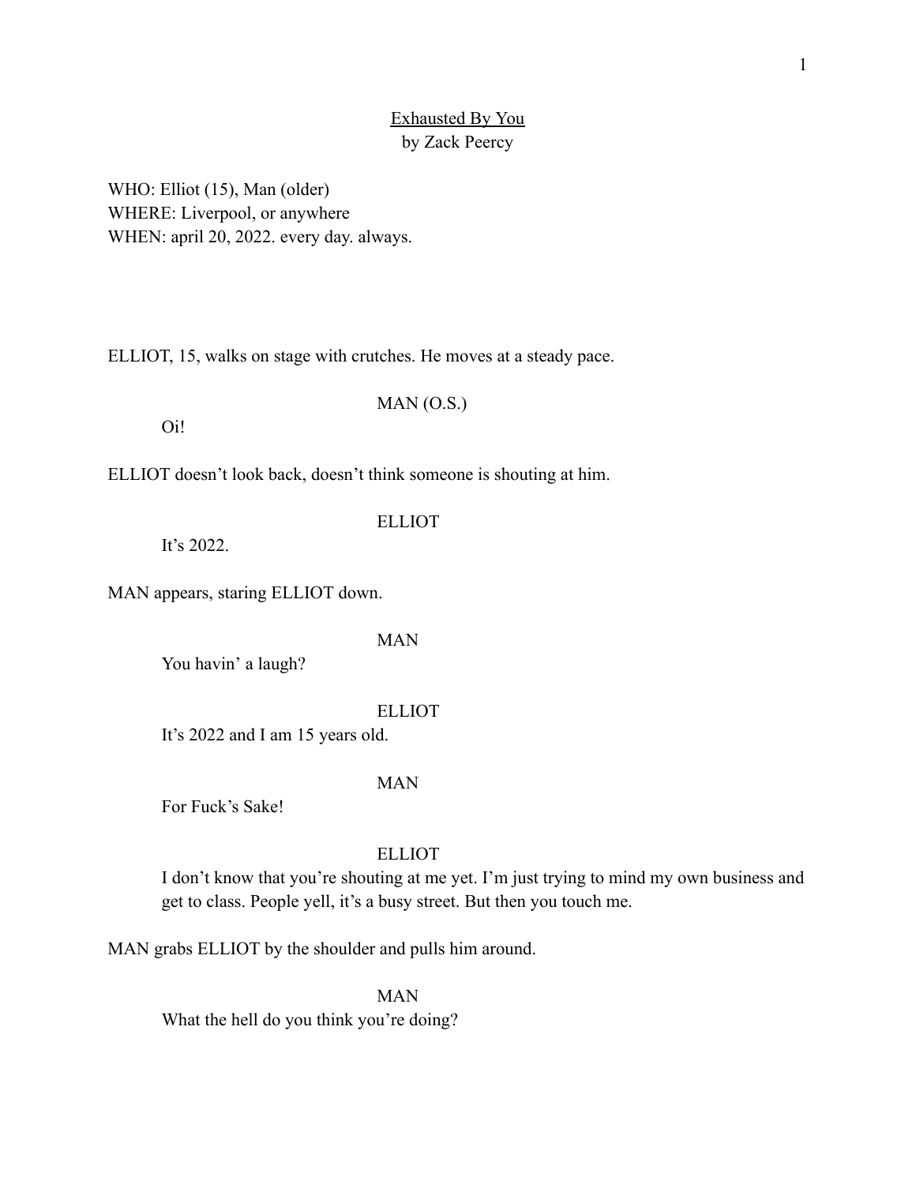<u>Exhausted By You</u>
by Zack Peercy

WHO: Elliot (15), Man (older)
WHERE: Liverpool, or anywhere
WHEN: april 20, 2022. every day. always.

ELLIOT, 15, walks on stage with crutches. He moves at a steady pace.

MAN (O.S.)

Oi!

ELLIOT doesn't look back, doesn't think someone is shouting at him.

ELLIOT

It's 2022.

MAN appears, staring ELLIOT down.

MAN

You havin' a laugh?

ELLIOT

It's 2022 and I am 15 years old.

MAN

For Fuck's Sake!

ELLIOT

I don't know that you're shouting at me yet. I'm just trying to mind my own business and get to class. People yell, it's a busy street. But then you touch me.

MAN grabs ELLIOT by the shoulder and pulls him around.

MAN

What the hell do you think you're doing?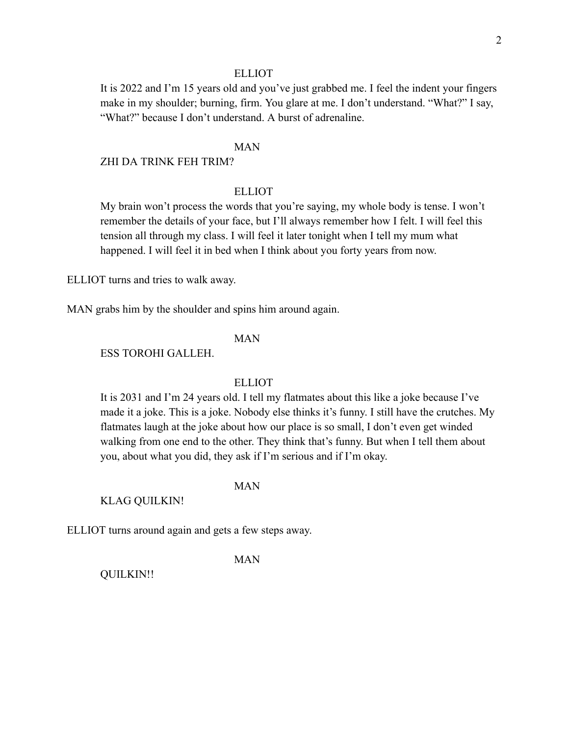ELLIOT

It is 2022 and I'm 15 years old and you've just grabbed me. I feel the indent your fingers make in my shoulder; burning, firm. You glare at me. I don't understand. "What?" I say, "What?" because I don't understand. A burst of adrenaline.

MAN

ZHI DA TRINK FEH TRIM?

ELLIOT

My brain won't process the words that you're saying, my whole body is tense. I won't remember the details of your face, but I'll always remember how I felt. I will feel this tension all through my class. I will feel it later tonight when I tell my mum what happened. I will feel it in bed when I think about you forty years from now.

ELLIOT turns and tries to walk away.

MAN grabs him by the shoulder and spins him around again.

MAN

ESS TOROHI GALLEH.

ELLIOT

It is 2031 and I'm 24 years old. I tell my flatmates about this like a joke because I've made it a joke. This is a joke. Nobody else thinks it's funny. I still have the crutches. My flatmates laugh at the joke about how our place is so small, I don't even get winded walking from one end to the other. They think that's funny. But when I tell them about you, about what you did, they ask if I'm serious and if I'm okay.

MAN

KLAG QUILKIN!

ELLIOT turns around again and gets a few steps away.

MAN

QUILKIN!!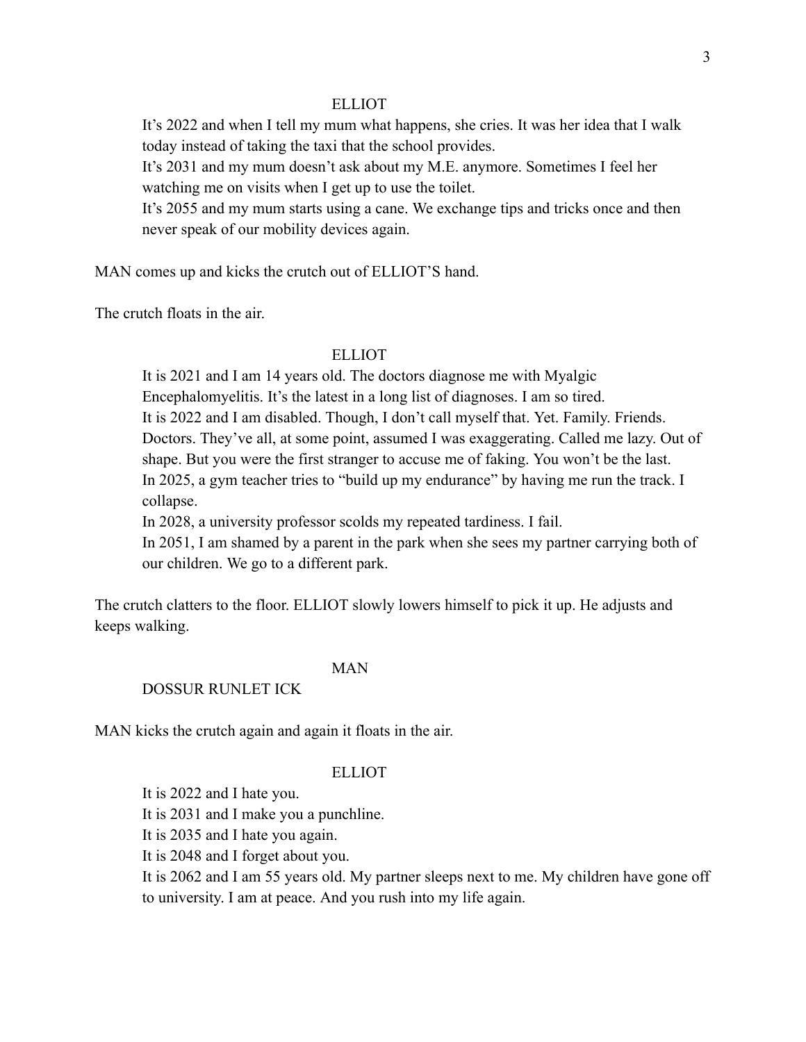ELLIOT

It's 2022 and when I tell my mum what happens, she cries. It was her idea that I walk today instead of taking the taxi that the school provides.
It's 2031 and my mum doesn't ask about my M.E. anymore. Sometimes I feel her watching me on visits when I get up to use the toilet.
It's 2055 and my mum starts using a cane. We exchange tips and tricks once and then never speak of our mobility devices again.

MAN comes up and kicks the crutch out of ELLIOT'S hand.

The crutch floats in the air.

ELLIOT

It is 2021 and I am 14 years old. The doctors diagnose me with Myalgic Encephalomyelitis. It's the latest in a long list of diagnoses. I am so tired.
It is 2022 and I am disabled. Though, I don't call myself that. Yet. Family. Friends. Doctors. They've all, at some point, assumed I was exaggerating. Called me lazy. Out of shape. But you were the first stranger to accuse me of faking. You won't be the last.
In 2025, a gym teacher tries to "build up my endurance" by having me run the track. I collapse.
In 2028, a university professor scolds my repeated tardiness. I fail.
In 2051, I am shamed by a parent in the park when she sees my partner carrying both of our children. We go to a different park.

The crutch clatters to the floor. ELLIOT slowly lowers himself to pick it up. He adjusts and keeps walking.

MAN

DOSSUR RUNLET ICK

MAN kicks the crutch again and again it floats in the air.

ELLIOT

It is 2022 and I hate you.
It is 2031 and I make you a punchline.
It is 2035 and I hate you again.
It is 2048 and I forget about you.
It is 2062 and I am 55 years old. My partner sleeps next to me. My children have gone off to university. I am at peace. And you rush into my life again.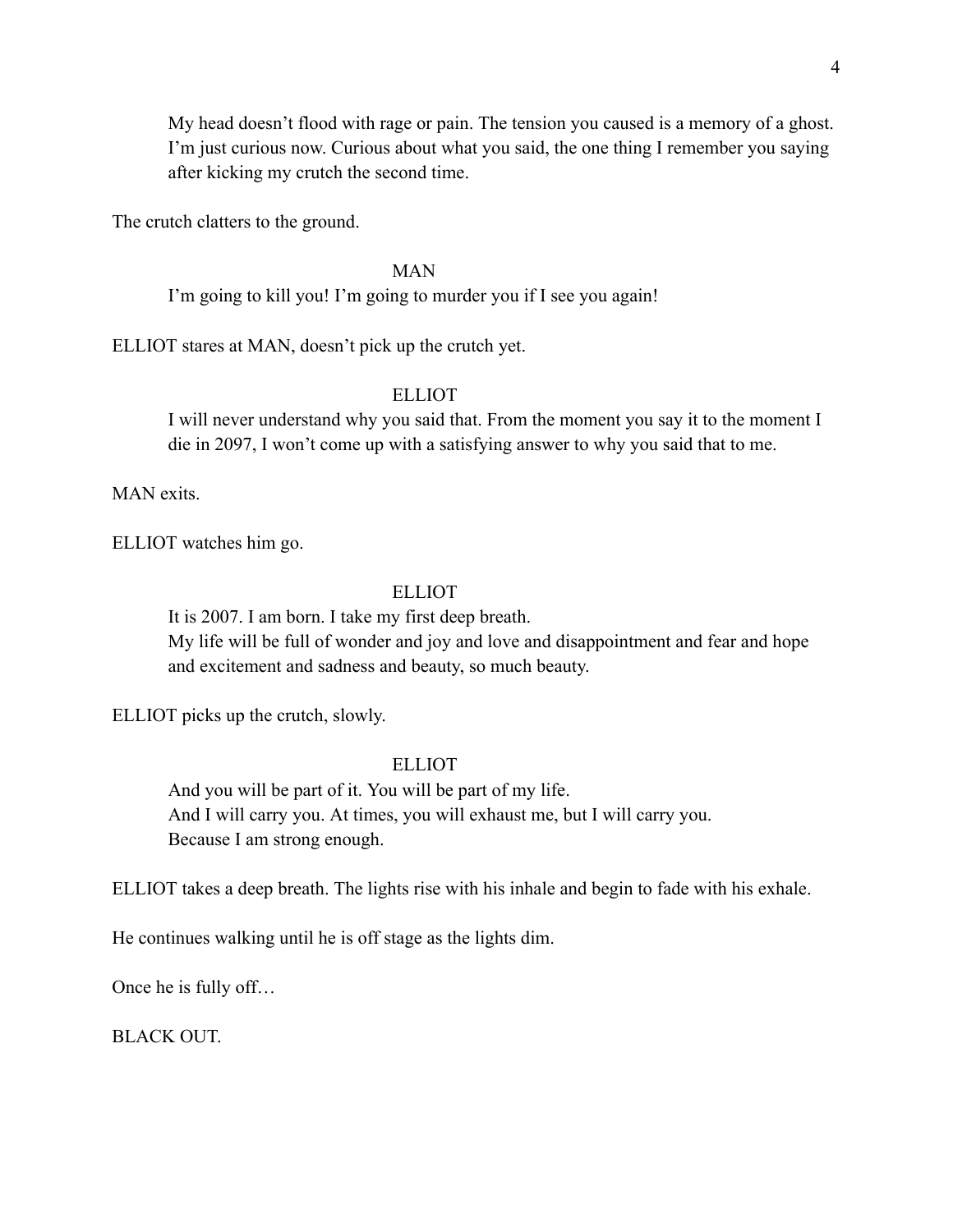My head doesn't flood with rage or pain. The tension you caused is a memory of a ghost. I'm just curious now. Curious about what you said, the one thing I remember you saying after kicking my crutch the second time.

The crutch clatters to the ground.

MAN

I'm going to kill you! I'm going to murder you if I see you again!

ELLIOT stares at MAN, doesn't pick up the crutch yet.

ELLIOT

I will never understand why you said that. From the moment you say it to the moment I die in 2097, I won't come up with a satisfying answer to why you said that to me.

MAN exits.

ELLIOT watches him go.

ELLIOT

It is 2007. I am born. I take my first deep breath.
My life will be full of wonder and joy and love and disappointment and fear and hope and excitement and sadness and beauty, so much beauty.

ELLIOT picks up the crutch, slowly.

ELLIOT

And you will be part of it. You will be part of my life.
And I will carry you. At times, you will exhaust me, but I will carry you.
Because I am strong enough.

ELLIOT takes a deep breath. The lights rise with his inhale and begin to fade with his exhale.

He continues walking until he is off stage as the lights dim.

Once he is fully off…

BLACK OUT.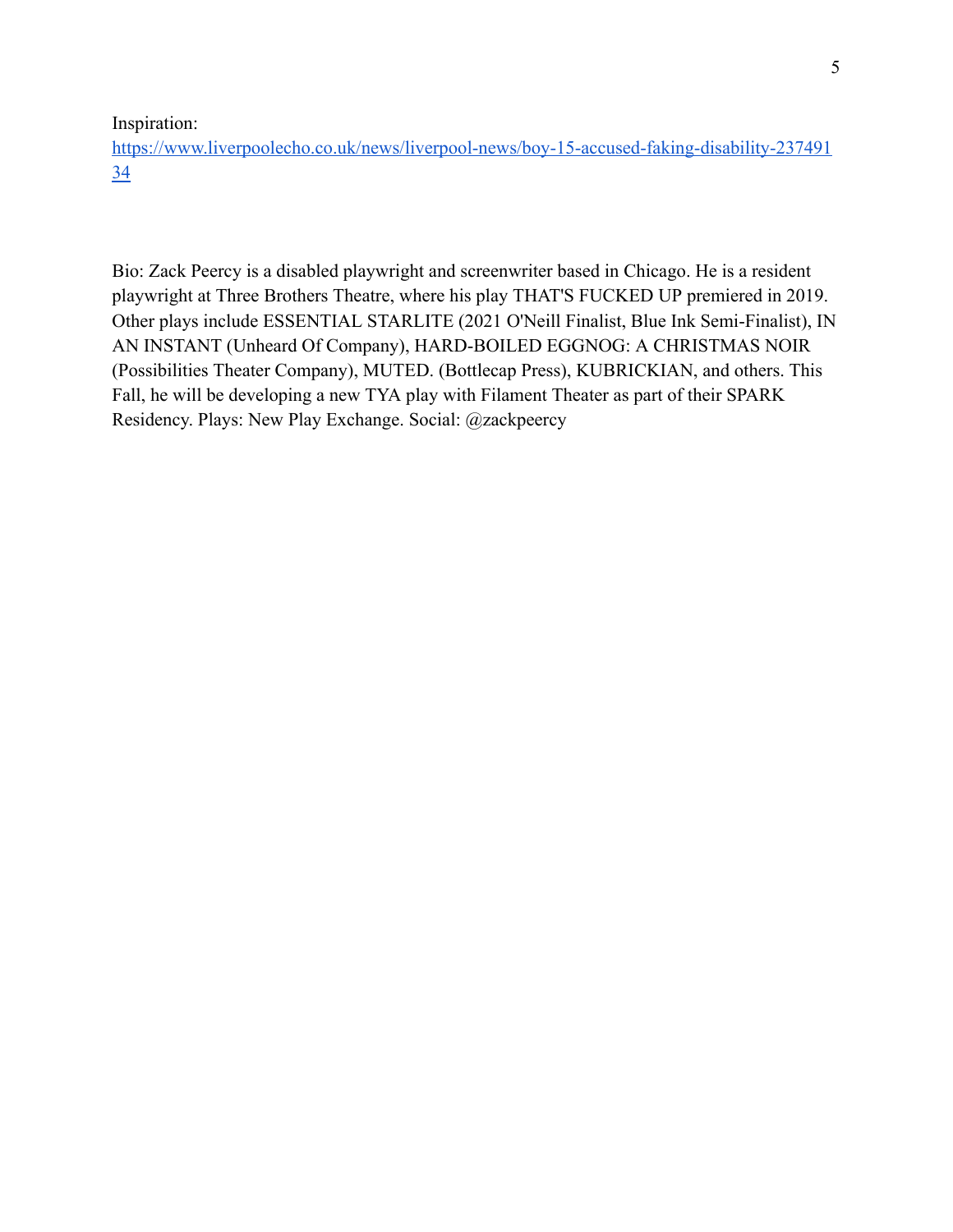Inspiration:
https://www.liverpoolecho.co.uk/news/liverpool-news/boy-15-accused-faking-disability-23749134

Bio: Zack Peercy is a disabled playwright and screenwriter based in Chicago. He is a resident playwright at Three Brothers Theatre, where his play THAT'S FUCKED UP premiered in 2019. Other plays include ESSENTIAL STARLITE (2021 O'Neill Finalist, Blue Ink Semi-Finalist), IN AN INSTANT (Unheard Of Company), HARD-BOILED EGGNOG: A CHRISTMAS NOIR (Possibilities Theater Company), MUTED. (Bottlecap Press), KUBRICKIAN, and others. This Fall, he will be developing a new TYA play with Filament Theater as part of their SPARK Residency. Plays: New Play Exchange. Social: @zackpeercy